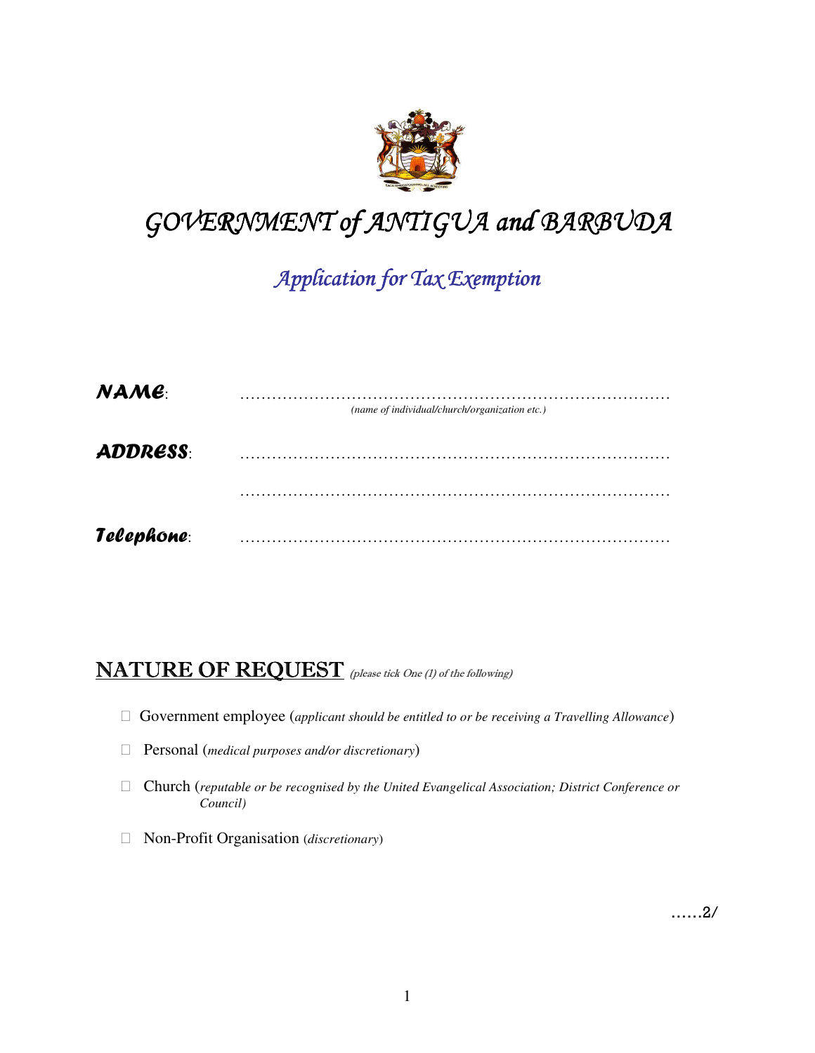# GOVERNMENT of ANTIGUA and BARBUDA

## Application for Tax Exemption

**NAME**: ……………………………………………………………………

*(name of individual/church/organization etc.)*

**ADDRESS**: ……………………………………………………………………

……………………………………………………………………

**Telephone**: ……………………………………………………………………

## NATURE OF REQUEST *(please tick One (1) of the following)*

- ☐ Government employee (*applicant should be entitled to or be receiving a Travelling Allowance*)
- ☐ Personal (*medical purposes and/or discretionary*)
- ☐ Church (*reputable or be recognised by the United Evangelical Association; District Conference or Council)*
- ☐ Non-Profit Organisation (*discretionary*)

……2/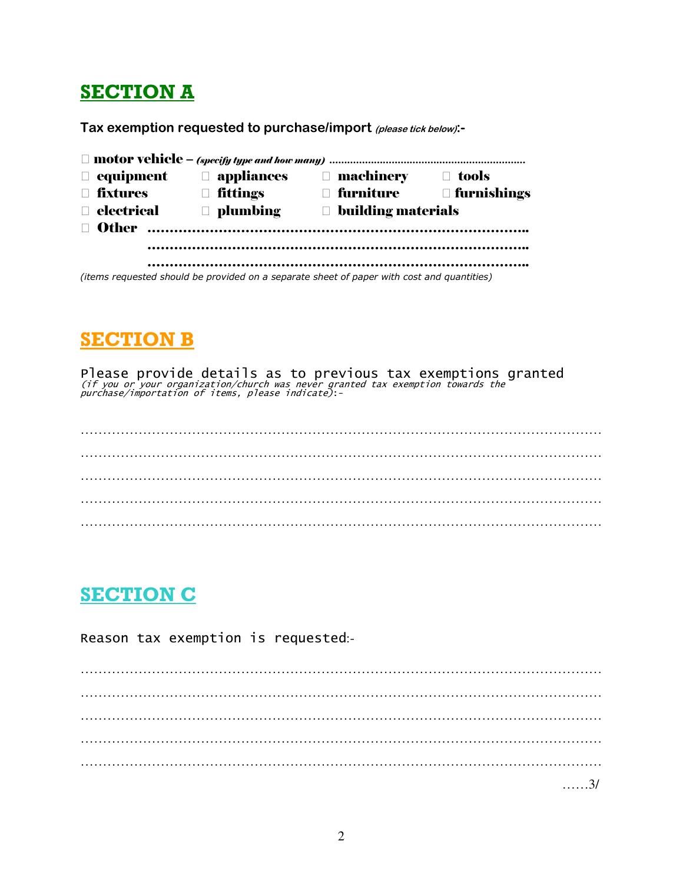## SECTION A

**Tax exemption requested to purchase/import** ***(please tick below)*****:-**

☐ **motor vehicle –** ***(specify type and how many)*** ..................................................................

| | | | |
|---|---|---|---|
| ☐ **equipment** | ☐ **appliances** | ☐ **machinery** | ☐ **tools** |
| ☐ **fixtures** | ☐ **fittings** | ☐ **furniture** | ☐ **furnishings** |
| ☐ **electrical** | ☐ **plumbing** | ☐ **building materials** | |

☐ **Other** ..................................................................................

..................................................................................

..................................................................................

*(items requested should be provided on a separate sheet of paper with cost and quantities)*

## SECTION B

Please provide details as to previous tax exemptions granted
*(if you or your organization/church was never granted tax exemption towards the purchase/importation of items, please indicate)*:-

..........................................................................................................................

..........................................................................................................................

..........................................................................................................................

..........................................................................................................................

..........................................................................................................................

## SECTION C

Reason tax exemption is requested:-

..........................................................................................................................

..........................................................................................................................

..........................................................................................................................

..........................................................................................................................

..........................................................................................................................

……3/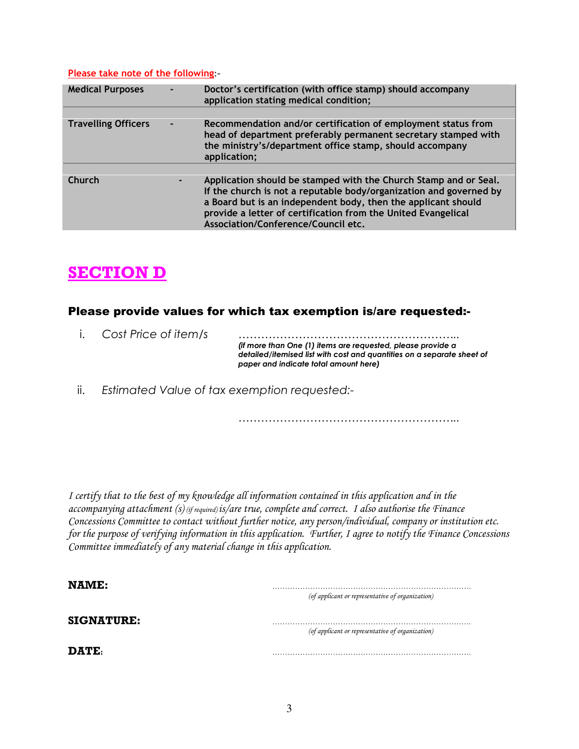Please take note of the following:-

| | | |
|---|---|---|
| **Medical Purposes** | **-** | **Doctor's certification (with office stamp) should accompany application stating medical condition;** |
| **Travelling Officers** | **-** | **Recommendation and/or certification of employment status from head of department preferably permanent secretary stamped with the ministry's/department office stamp, should accompany application;** |
| **Church** | **-** | **Application should be stamped with the Church Stamp and or Seal. If the church is not a reputable body/organization and governed by a Board but is an independent body, then the applicant should provide a letter of certification from the United Evangelical Association/Conference/Council etc.** |

# SECTION D

### Please provide values for which tax exemption is/are requested:-

i. *Cost Price of item/s* …………………………………………………...
*(if more than One (1) items are requested, please provide a detailed/itemised list with cost and quantities on a separate sheet of paper and indicate total amount here)*

ii. *Estimated Value of tax exemption requested:-*

…………………………………………………...

*I certify that to the best of my knowledge all information contained in this application and in the accompanying attachment (s) (if required) is/are true, complete and correct. I also authorise the Finance Concessions Committee to contact without further notice, any person/individual, company or institution etc. for the purpose of verifying information in this application. Further, I agree to notify the Finance Concessions Committee immediately of any material change in this application.*

**NAME:** ……………………………………………………………………
*(of applicant or representative of organization)*

**SIGNATURE:** ……………………………………………………………………
*(of applicant or representative of organization)*

**DATE:** ……………………………………………………………………